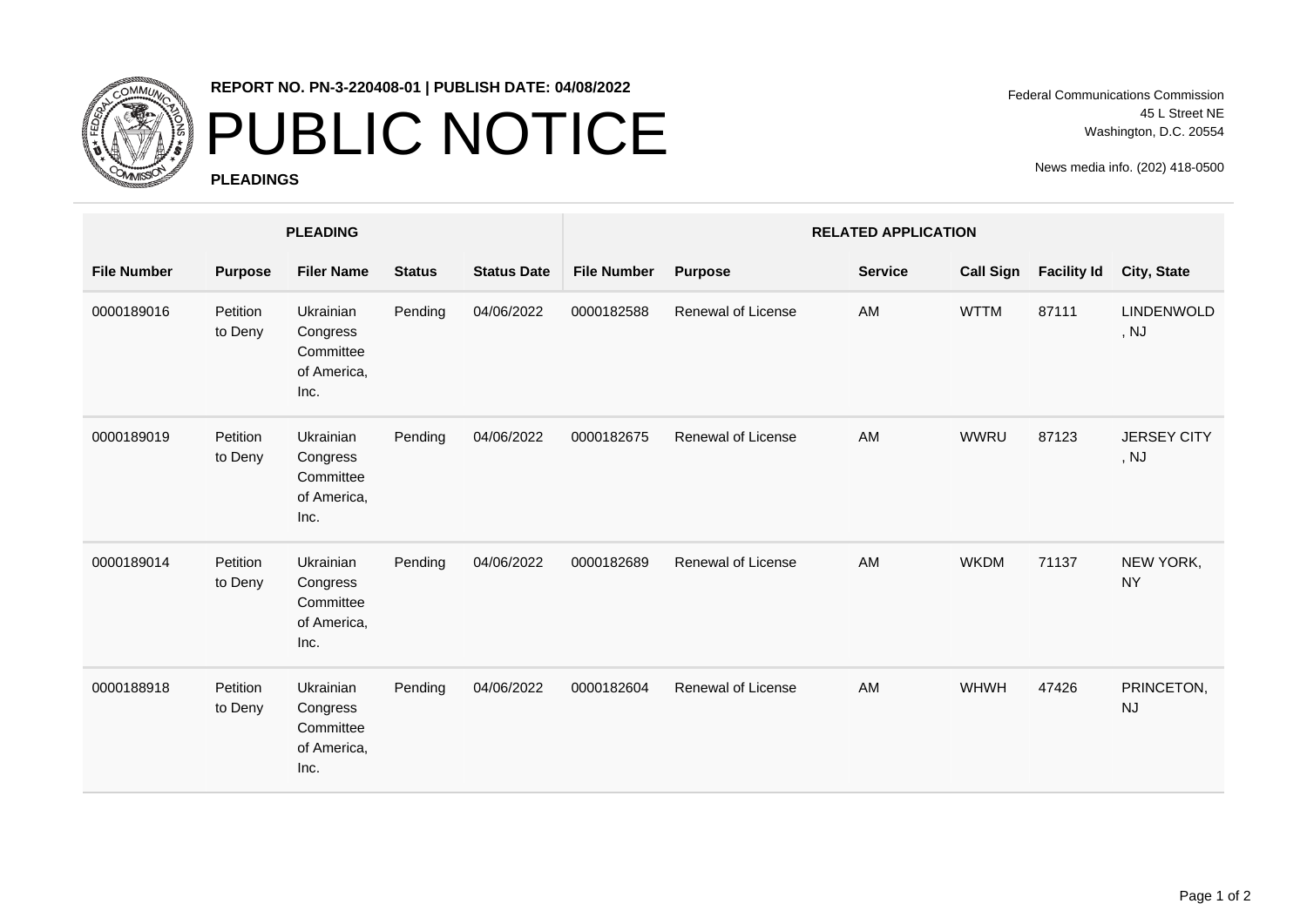**REPORT NO. PN-3-220408-01 | PUBLISH DATE: 04/08/2022**

# PUBLIC NOTICE

**PLEADINGS**

Federal Communications Commission
45 L Street NE
Washington, D.C. 20554

News media info. (202) 418-0500

| PLEADING | | | | | RELATED APPLICATION | | | | | |
|---|---|---|---|---|---|---|---|---|---|---|
| **File Number** | **Purpose** | **Filer Name** | **Status** | **Status Date** | **File Number** | **Purpose** | **Service** | **Call Sign** | **Facility Id** | **City, State** |
| 0000189016 | Petition to Deny | Ukrainian Congress Committee of America, Inc. | Pending | 04/06/2022 | 0000182588 | Renewal of License | AM | WTTM | 87111 | LINDENWOLD, NJ |
| 0000189019 | Petition to Deny | Ukrainian Congress Committee of America, Inc. | Pending | 04/06/2022 | 0000182675 | Renewal of License | AM | WWRU | 87123 | JERSEY CITY, NJ |
| 0000189014 | Petition to Deny | Ukrainian Congress Committee of America, Inc. | Pending | 04/06/2022 | 0000182689 | Renewal of License | AM | WKDM | 71137 | NEW YORK, NY |
| 0000188918 | Petition to Deny | Ukrainian Congress Committee of America, Inc. | Pending | 04/06/2022 | 0000182604 | Renewal of License | AM | WHWH | 47426 | PRINCETON, NJ |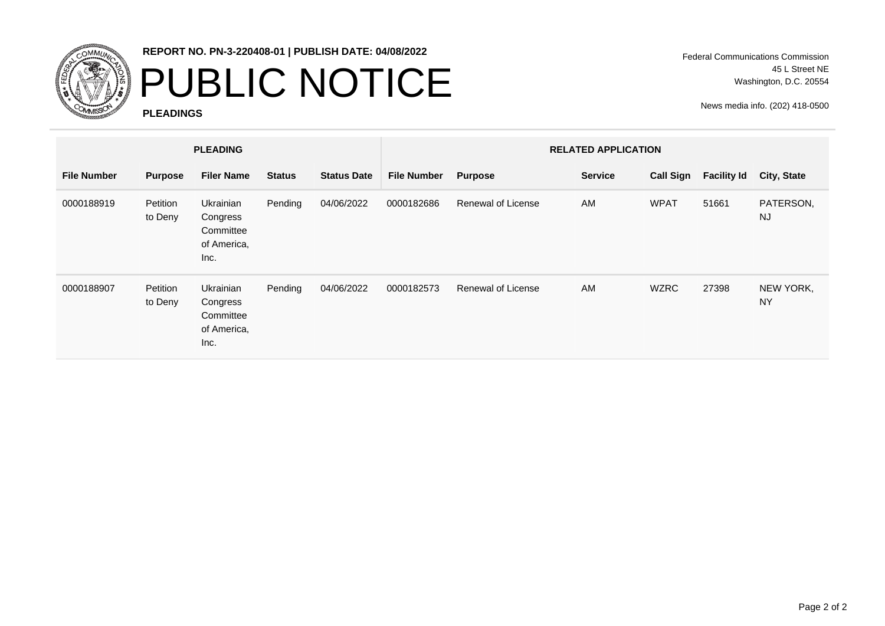REPORT NO. PN-3-220408-01 | PUBLISH DATE: 04/08/2022

# PUBLIC NOTICE

**PLEADINGS**

Federal Communications Commission
45 L Street NE
Washington, D.C. 20554

News media info. (202) 418-0500

| PLEADING | | | | | RELATED APPLICATION | | | | | |
|---|---|---|---|---|---|---|---|---|---|---|
| **File Number** | **Purpose** | **Filer Name** | **Status** | **Status Date** | **File Number** | **Purpose** | **Service** | **Call Sign** | **Facility Id** | **City, State** |
| 0000188919 | Petition to Deny | Ukrainian Congress Committee of America, Inc. | Pending | 04/06/2022 | 0000182686 | Renewal of License | AM | WPAT | 51661 | PATERSON, NJ |
| 0000188907 | Petition to Deny | Ukrainian Congress Committee of America, Inc. | Pending | 04/06/2022 | 0000182573 | Renewal of License | AM | WZRC | 27398 | NEW YORK, NY |